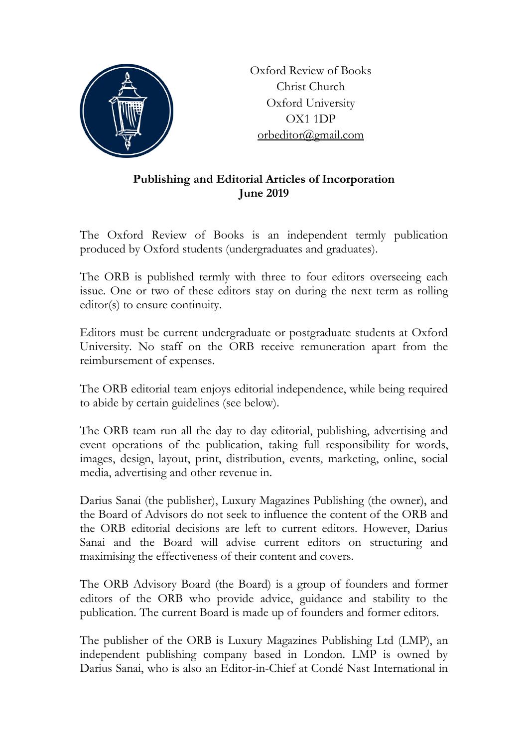Oxford Review of Books
Christ Church
Oxford University
OX1 1DP
orbeditor@gmail.com

**Publishing and Editorial Articles of Incorporation**
**June 2019**

The Oxford Review of Books is an independent termly publication produced by Oxford students (undergraduates and graduates).

The ORB is published termly with three to four editors overseeing each issue. One or two of these editors stay on during the next term as rolling editor(s) to ensure continuity.

Editors must be current undergraduate or postgraduate students at Oxford University. No staff on the ORB receive remuneration apart from the reimbursement of expenses.

The ORB editorial team enjoys editorial independence, while being required to abide by certain guidelines (see below).

The ORB team run all the day to day editorial, publishing, advertising and event operations of the publication, taking full responsibility for words, images, design, layout, print, distribution, events, marketing, online, social media, advertising and other revenue in.

Darius Sanai (the publisher), Luxury Magazines Publishing (the owner), and the Board of Advisors do not seek to influence the content of the ORB and the ORB editorial decisions are left to current editors. However, Darius Sanai and the Board will advise current editors on structuring and maximising the effectiveness of their content and covers.

The ORB Advisory Board (the Board) is a group of founders and former editors of the ORB who provide advice, guidance and stability to the publication. The current Board is made up of founders and former editors.

The publisher of the ORB is Luxury Magazines Publishing Ltd (LMP), an independent publishing company based in London. LMP is owned by Darius Sanai, who is also an Editor-in-Chief at Condé Nast International in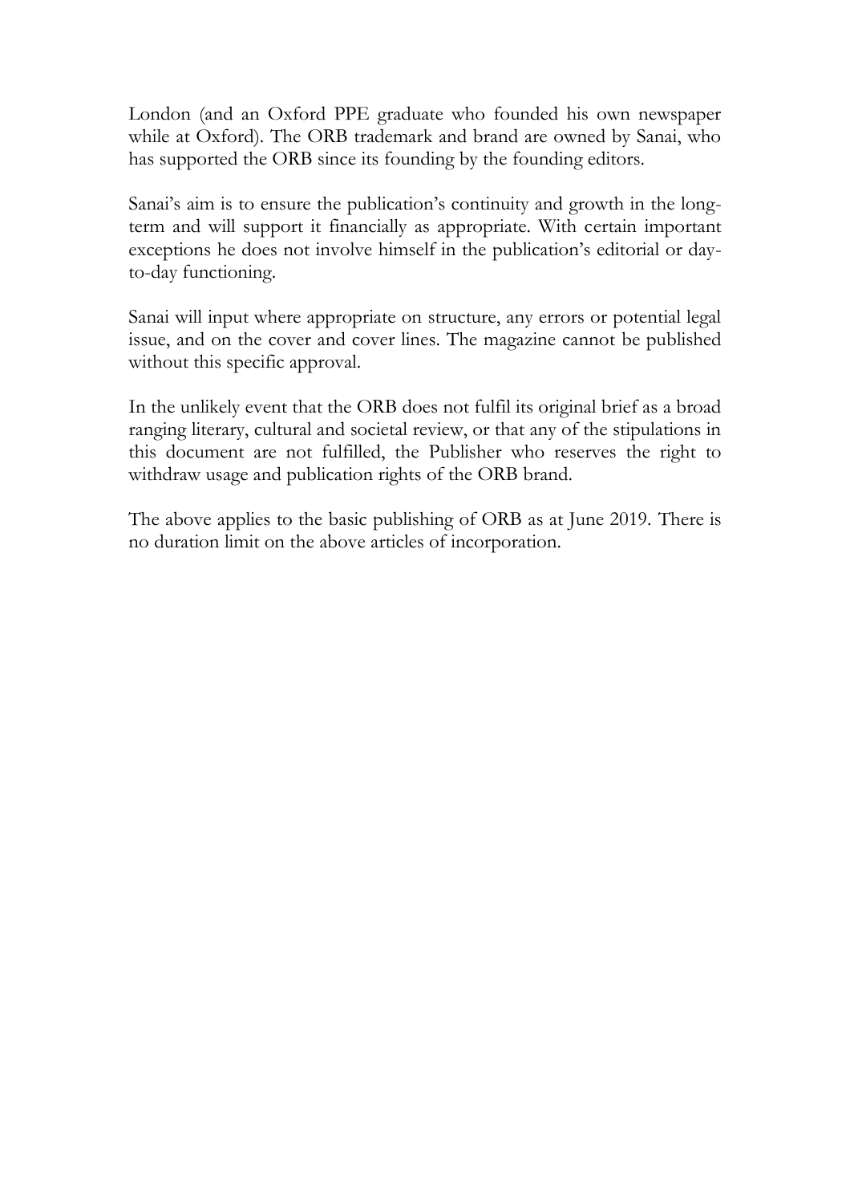London (and an Oxford PPE graduate who founded his own newspaper while at Oxford). The ORB trademark and brand are owned by Sanai, who has supported the ORB since its founding by the founding editors.

Sanai's aim is to ensure the publication's continuity and growth in the long-term and will support it financially as appropriate. With certain important exceptions he does not involve himself in the publication's editorial or day-to-day functioning.

Sanai will input where appropriate on structure, any errors or potential legal issue, and on the cover and cover lines. The magazine cannot be published without this specific approval.

In the unlikely event that the ORB does not fulfil its original brief as a broad ranging literary, cultural and societal review, or that any of the stipulations in this document are not fulfilled, the Publisher who reserves the right to withdraw usage and publication rights of the ORB brand.

The above applies to the basic publishing of ORB as at June 2019. There is no duration limit on the above articles of incorporation.